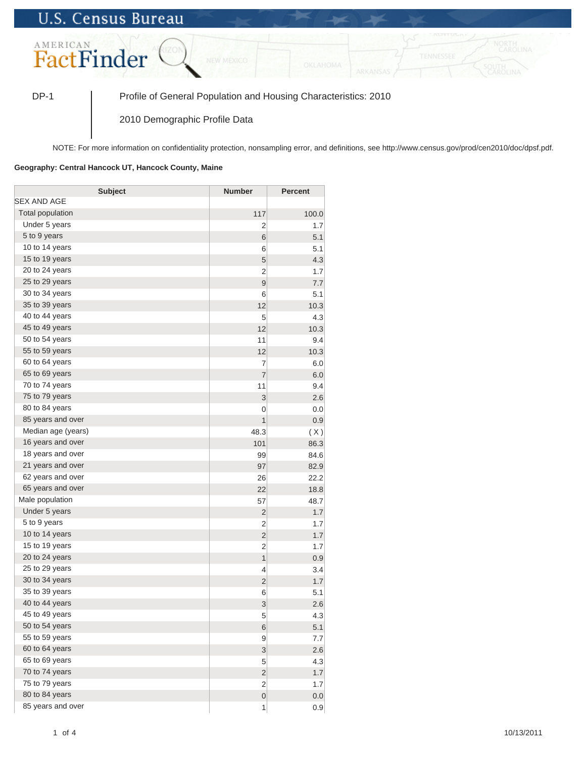U.S. Census Bureau

AMERICAN FactFinder

DP-1 | Profile of General Population and Housing Characteristics: 2010

2010 Demographic Profile Data

NOTE: For more information on confidentiality protection, nonsampling error, and definitions, see http://www.census.gov/prod/cen2010/doc/dpsf.pdf.

**Geography: Central Hancock UT, Hancock County, Maine**

| Subject | Number | Percent |
|---|---|---|
| SEX AND AGE | | |
| Total population | 117 | 100.0 |
| Under 5 years | 2 | 1.7 |
| 5 to 9 years | 6 | 5.1 |
| 10 to 14 years | 6 | 5.1 |
| 15 to 19 years | 5 | 4.3 |
| 20 to 24 years | 2 | 1.7 |
| 25 to 29 years | 9 | 7.7 |
| 30 to 34 years | 6 | 5.1 |
| 35 to 39 years | 12 | 10.3 |
| 40 to 44 years | 5 | 4.3 |
| 45 to 49 years | 12 | 10.3 |
| 50 to 54 years | 11 | 9.4 |
| 55 to 59 years | 12 | 10.3 |
| 60 to 64 years | 7 | 6.0 |
| 65 to 69 years | 7 | 6.0 |
| 70 to 74 years | 11 | 9.4 |
| 75 to 79 years | 3 | 2.6 |
| 80 to 84 years | 0 | 0.0 |
| 85 years and over | 1 | 0.9 |
| Median age (years) | 48.3 | ( X ) |
| 16 years and over | 101 | 86.3 |
| 18 years and over | 99 | 84.6 |
| 21 years and over | 97 | 82.9 |
| 62 years and over | 26 | 22.2 |
| 65 years and over | 22 | 18.8 |
| Male population | 57 | 48.7 |
| Under 5 years | 2 | 1.7 |
| 5 to 9 years | 2 | 1.7 |
| 10 to 14 years | 2 | 1.7 |
| 15 to 19 years | 2 | 1.7 |
| 20 to 24 years | 1 | 0.9 |
| 25 to 29 years | 4 | 3.4 |
| 30 to 34 years | 2 | 1.7 |
| 35 to 39 years | 6 | 5.1 |
| 40 to 44 years | 3 | 2.6 |
| 45 to 49 years | 5 | 4.3 |
| 50 to 54 years | 6 | 5.1 |
| 55 to 59 years | 9 | 7.7 |
| 60 to 64 years | 3 | 2.6 |
| 65 to 69 years | 5 | 4.3 |
| 70 to 74 years | 2 | 1.7 |
| 75 to 79 years | 2 | 1.7 |
| 80 to 84 years | 0 | 0.0 |
| 85 years and over | 1 | 0.9 |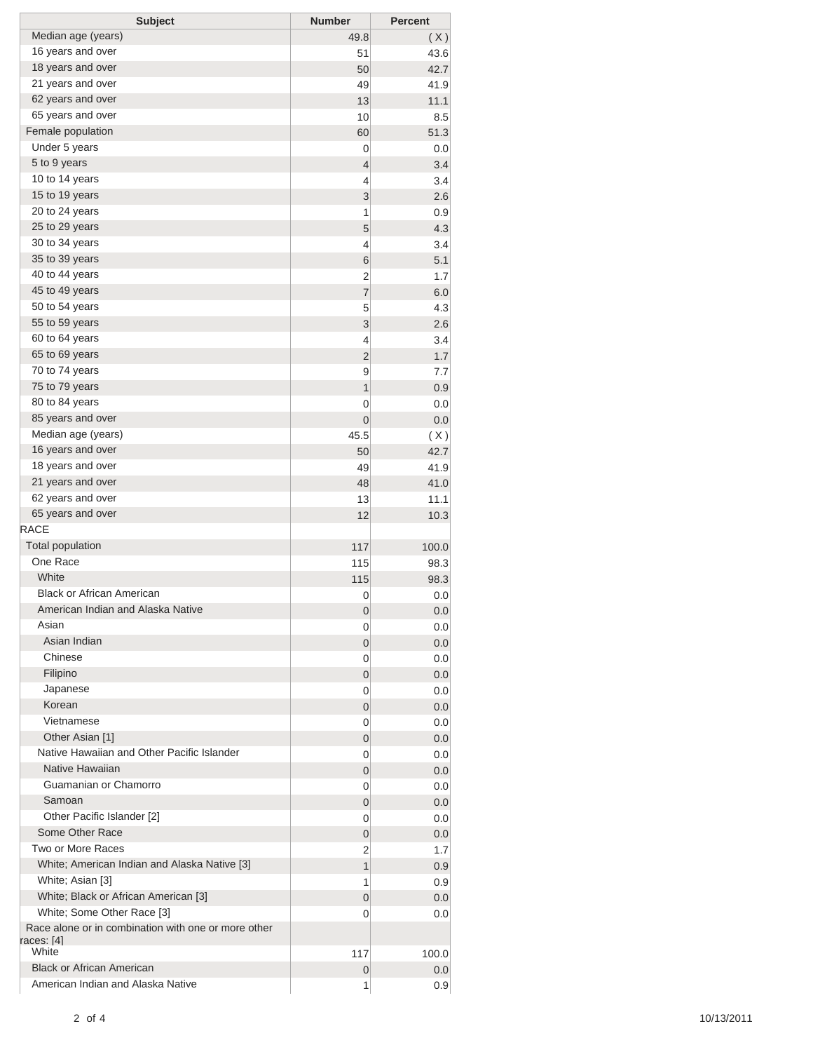| Subject | Number | Percent |
|---|---|---|
| Median age (years) | 49.8 | ( X ) |
| 16 years and over | 51 | 43.6 |
| 18 years and over | 50 | 42.7 |
| 21 years and over | 49 | 41.9 |
| 62 years and over | 13 | 11.1 |
| 65 years and over | 10 | 8.5 |
| Female population | 60 | 51.3 |
| Under 5 years | 0 | 0.0 |
| 5 to 9 years | 4 | 3.4 |
| 10 to 14 years | 4 | 3.4 |
| 15 to 19 years | 3 | 2.6 |
| 20 to 24 years | 1 | 0.9 |
| 25 to 29 years | 5 | 4.3 |
| 30 to 34 years | 4 | 3.4 |
| 35 to 39 years | 6 | 5.1 |
| 40 to 44 years | 2 | 1.7 |
| 45 to 49 years | 7 | 6.0 |
| 50 to 54 years | 5 | 4.3 |
| 55 to 59 years | 3 | 2.6 |
| 60 to 64 years | 4 | 3.4 |
| 65 to 69 years | 2 | 1.7 |
| 70 to 74 years | 9 | 7.7 |
| 75 to 79 years | 1 | 0.9 |
| 80 to 84 years | 0 | 0.0 |
| 85 years and over | 0 | 0.0 |
| Median age (years) | 45.5 | ( X ) |
| 16 years and over | 50 | 42.7 |
| 18 years and over | 49 | 41.9 |
| 21 years and over | 48 | 41.0 |
| 62 years and over | 13 | 11.1 |
| 65 years and over | 12 | 10.3 |
| RACE | | |
| Total population | 117 | 100.0 |
| One Race | 115 | 98.3 |
| White | 115 | 98.3 |
| Black or African American | 0 | 0.0 |
| American Indian and Alaska Native | 0 | 0.0 |
| Asian | 0 | 0.0 |
| Asian Indian | 0 | 0.0 |
| Chinese | 0 | 0.0 |
| Filipino | 0 | 0.0 |
| Japanese | 0 | 0.0 |
| Korean | 0 | 0.0 |
| Vietnamese | 0 | 0.0 |
| Other Asian [1] | 0 | 0.0 |
| Native Hawaiian and Other Pacific Islander | 0 | 0.0 |
| Native Hawaiian | 0 | 0.0 |
| Guamanian or Chamorro | 0 | 0.0 |
| Samoan | 0 | 0.0 |
| Other Pacific Islander [2] | 0 | 0.0 |
| Some Other Race | 0 | 0.0 |
| Two or More Races | 2 | 1.7 |
| White; American Indian and Alaska Native [3] | 1 | 0.9 |
| White; Asian [3] | 1 | 0.9 |
| White; Black or African American [3] | 0 | 0.0 |
| White; Some Other Race [3] | 0 | 0.0 |
| Race alone or in combination with one or more other races: [4] | | |
| White | 117 | 100.0 |
| Black or African American | 0 | 0.0 |
| American Indian and Alaska Native | 1 | 0.9 |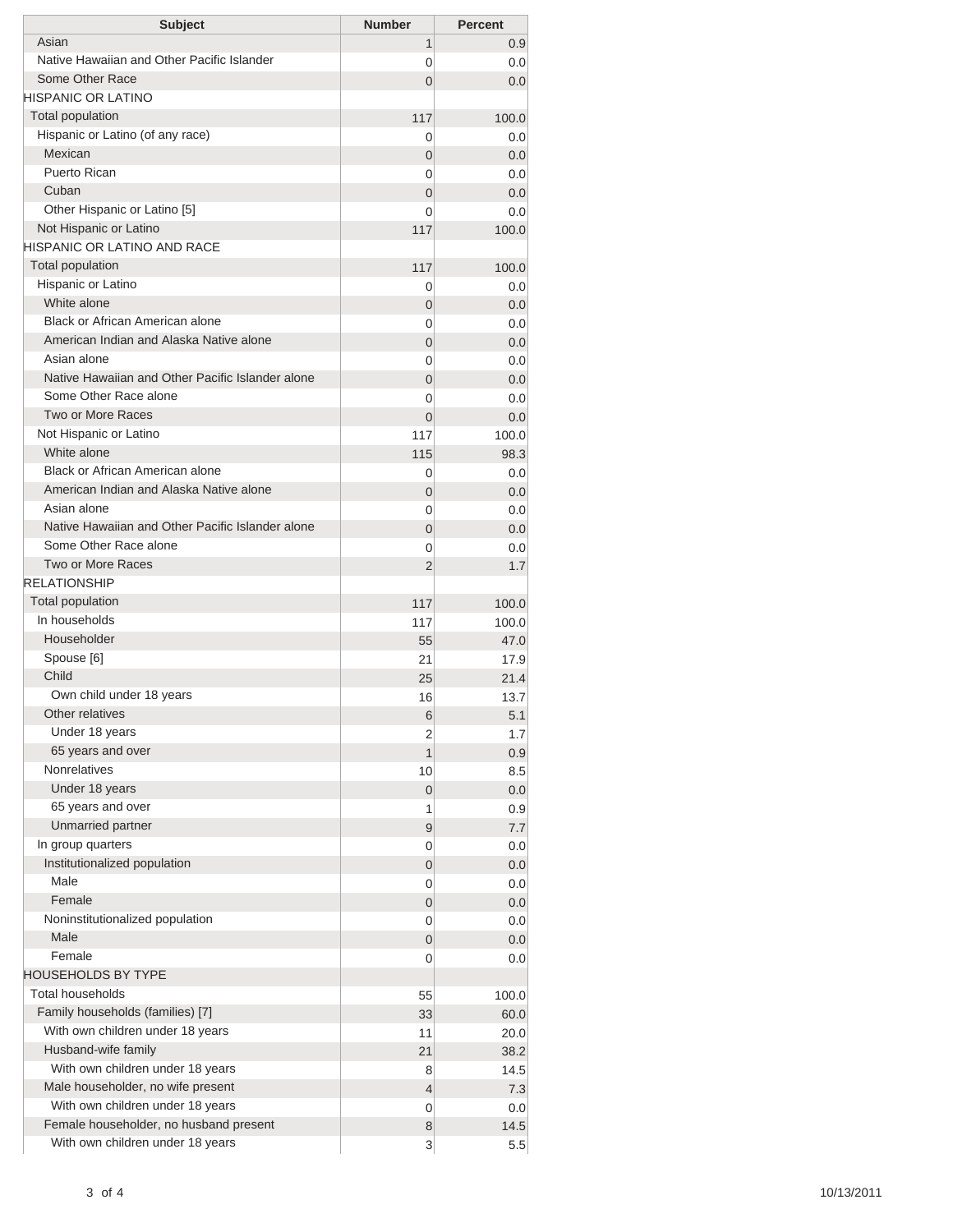| Subject | Number | Percent |
|---|---|---|
| Asian | 1 | 0.9 |
| Native Hawaiian and Other Pacific Islander | 0 | 0.0 |
| Some Other Race | 0 | 0.0 |
| HISPANIC OR LATINO | | |
| Total population | 117 | 100.0 |
| Hispanic or Latino (of any race) | 0 | 0.0 |
| Mexican | 0 | 0.0 |
| Puerto Rican | 0 | 0.0 |
| Cuban | 0 | 0.0 |
| Other Hispanic or Latino [5] | 0 | 0.0 |
| Not Hispanic or Latino | 117 | 100.0 |
| HISPANIC OR LATINO AND RACE | | |
| Total population | 117 | 100.0 |
| Hispanic or Latino | 0 | 0.0 |
| White alone | 0 | 0.0 |
| Black or African American alone | 0 | 0.0 |
| American Indian and Alaska Native alone | 0 | 0.0 |
| Asian alone | 0 | 0.0 |
| Native Hawaiian and Other Pacific Islander alone | 0 | 0.0 |
| Some Other Race alone | 0 | 0.0 |
| Two or More Races | 0 | 0.0 |
| Not Hispanic or Latino | 117 | 100.0 |
| White alone | 115 | 98.3 |
| Black or African American alone | 0 | 0.0 |
| American Indian and Alaska Native alone | 0 | 0.0 |
| Asian alone | 0 | 0.0 |
| Native Hawaiian and Other Pacific Islander alone | 0 | 0.0 |
| Some Other Race alone | 0 | 0.0 |
| Two or More Races | 2 | 1.7 |
| RELATIONSHIP | | |
| Total population | 117 | 100.0 |
| In households | 117 | 100.0 |
| Householder | 55 | 47.0 |
| Spouse [6] | 21 | 17.9 |
| Child | 25 | 21.4 |
| Own child under 18 years | 16 | 13.7 |
| Other relatives | 6 | 5.1 |
| Under 18 years | 2 | 1.7 |
| 65 years and over | 1 | 0.9 |
| Nonrelatives | 10 | 8.5 |
| Under 18 years | 0 | 0.0 |
| 65 years and over | 1 | 0.9 |
| Unmarried partner | 9 | 7.7 |
| In group quarters | 0 | 0.0 |
| Institutionalized population | 0 | 0.0 |
| Male | 0 | 0.0 |
| Female | 0 | 0.0 |
| Noninstitutionalized population | 0 | 0.0 |
| Male | 0 | 0.0 |
| Female | 0 | 0.0 |
| HOUSEHOLDS BY TYPE | | |
| Total households | 55 | 100.0 |
| Family households (families) [7] | 33 | 60.0 |
| With own children under 18 years | 11 | 20.0 |
| Husband-wife family | 21 | 38.2 |
| With own children under 18 years | 8 | 14.5 |
| Male householder, no wife present | 4 | 7.3 |
| With own children under 18 years | 0 | 0.0 |
| Female householder, no husband present | 8 | 14.5 |
| With own children under 18 years | 3 | 5.5 |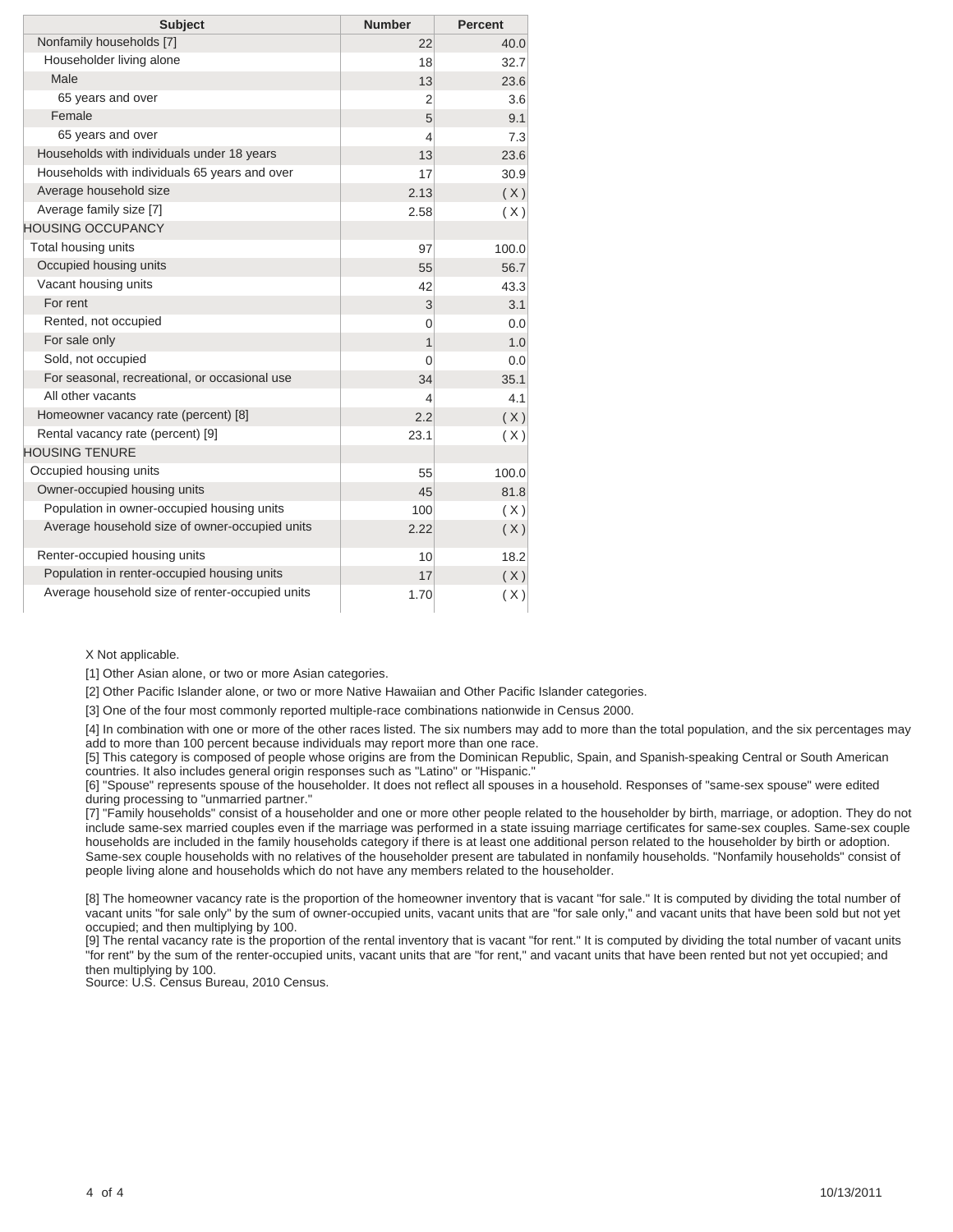| Subject | Number | Percent |
|---|---|---|
| Nonfamily households [7] | 22 | 40.0 |
| Householder living alone | 18 | 32.7 |
| Male | 13 | 23.6 |
| 65 years and over | 2 | 3.6 |
| Female | 5 | 9.1 |
| 65 years and over | 4 | 7.3 |
| Households with individuals under 18 years | 13 | 23.6 |
| Households with individuals 65 years and over | 17 | 30.9 |
| Average household size | 2.13 | ( X ) |
| Average family size [7] | 2.58 | ( X ) |
| HOUSING OCCUPANCY | | |
| Total housing units | 97 | 100.0 |
| Occupied housing units | 55 | 56.7 |
| Vacant housing units | 42 | 43.3 |
| For rent | 3 | 3.1 |
| Rented, not occupied | 0 | 0.0 |
| For sale only | 1 | 1.0 |
| Sold, not occupied | 0 | 0.0 |
| For seasonal, recreational, or occasional use | 34 | 35.1 |
| All other vacants | 4 | 4.1 |
| Homeowner vacancy rate (percent) [8] | 2.2 | ( X ) |
| Rental vacancy rate (percent) [9] | 23.1 | ( X ) |
| HOUSING TENURE | | |
| Occupied housing units | 55 | 100.0 |
| Owner-occupied housing units | 45 | 81.8 |
| Population in owner-occupied housing units | 100 | ( X ) |
| Average household size of owner-occupied units | 2.22 | ( X ) |
| Renter-occupied housing units | 10 | 18.2 |
| Population in renter-occupied housing units | 17 | ( X ) |
| Average household size of renter-occupied units | 1.70 | ( X ) |

X Not applicable.

[1] Other Asian alone, or two or more Asian categories.

[2] Other Pacific Islander alone, or two or more Native Hawaiian and Other Pacific Islander categories.

[3] One of the four most commonly reported multiple-race combinations nationwide in Census 2000.

[4] In combination with one or more of the other races listed. The six numbers may add to more than the total population, and the six percentages may add to more than 100 percent because individuals may report more than one race.

[5] This category is composed of people whose origins are from the Dominican Republic, Spain, and Spanish-speaking Central or South American countries. It also includes general origin responses such as "Latino" or "Hispanic."

[6] "Spouse" represents spouse of the householder. It does not reflect all spouses in a household. Responses of "same-sex spouse" were edited during processing to "unmarried partner."

[7] "Family households" consist of a householder and one or more other people related to the householder by birth, marriage, or adoption. They do not include same-sex married couples even if the marriage was performed in a state issuing marriage certificates for same-sex couples. Same-sex couple households are included in the family households category if there is at least one additional person related to the householder by birth or adoption. Same-sex couple households with no relatives of the householder present are tabulated in nonfamily households. "Nonfamily households" consist of people living alone and households which do not have any members related to the householder.

[8] The homeowner vacancy rate is the proportion of the homeowner inventory that is vacant "for sale." It is computed by dividing the total number of vacant units "for sale only" by the sum of owner-occupied units, vacant units that are "for sale only," and vacant units that have been sold but not yet occupied; and then multiplying by 100.

[9] The rental vacancy rate is the proportion of the rental inventory that is vacant "for rent." It is computed by dividing the total number of vacant units "for rent" by the sum of the renter-occupied units, vacant units that are "for rent," and vacant units that have been rented but not yet occupied; and then multiplying by 100.

Source: U.S. Census Bureau, 2010 Census.